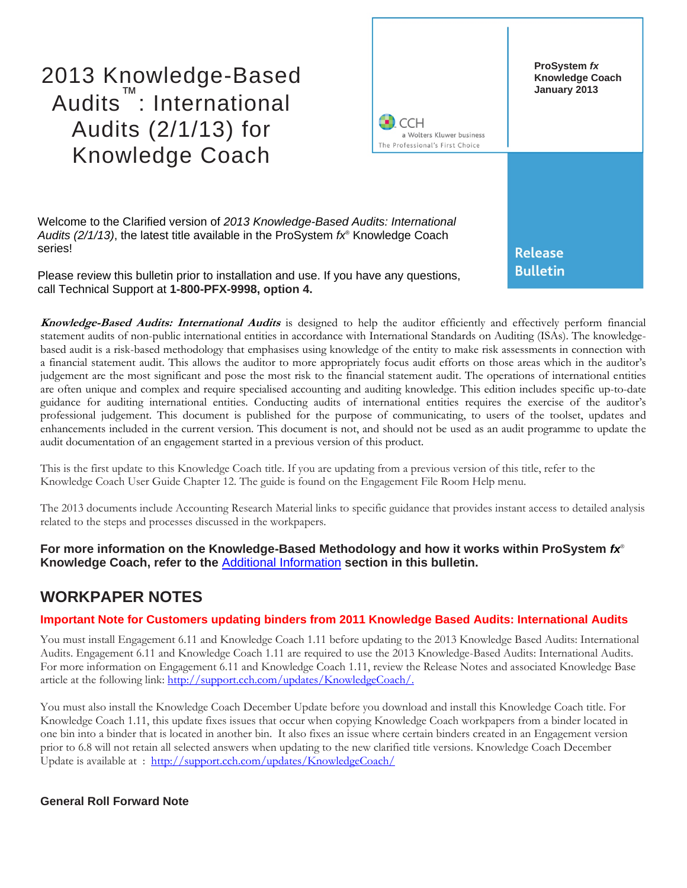# 2013 Knowledge-Based Audits™: International Audits (2/1/13) for Knowledge Coach

CCH
a Wolters Kluwer business
The Professional's First Choice

**ProSystem *fx* Knowledge Coach January 2013**

**Release Bulletin**

Welcome to the Clarified version of *2013 Knowledge-Based Audits: International Audits (2/1/13)*, the latest title available in the ProSystem *fx*® Knowledge Coach series!

Please review this bulletin prior to installation and use. If you have any questions, call Technical Support at **1-800-PFX-9998, option 4.**

***Knowledge-Based Audits: International Audits*** is designed to help the auditor efficiently and effectively perform financial statement audits of non-public international entities in accordance with International Standards on Auditing (ISAs). The knowledge-based audit is a risk-based methodology that emphasises using knowledge of the entity to make risk assessments in connection with a financial statement audit. This allows the auditor to more appropriately focus audit efforts on those areas which in the auditor's judgement are the most significant and pose the most risk to the financial statement audit. The operations of international entities are often unique and complex and require specialised accounting and auditing knowledge. This edition includes specific up-to-date guidance for auditing international entities. Conducting audits of international entities requires the exercise of the auditor's professional judgement. This document is published for the purpose of communicating, to users of the toolset, updates and enhancements included in the current version. This document is not, and should not be used as an audit programme to update the audit documentation of an engagement started in a previous version of this product.

This is the first update to this Knowledge Coach title. If you are updating from a previous version of this title, refer to the Knowledge Coach User Guide Chapter 12. The guide is found on the Engagement File Room Help menu.

The 2013 documents include Accounting Research Material links to specific guidance that provides instant access to detailed analysis related to the steps and processes discussed in the workpapers.

**For more information on the Knowledge-Based Methodology and how it works within ProSystem *fx*® Knowledge Coach, refer to the Additional Information section in this bulletin.**

## WORKPAPER NOTES

### Important Note for Customers updating binders from 2011 Knowledge Based Audits: International Audits

You must install Engagement 6.11 and Knowledge Coach 1.11 before updating to the 2013 Knowledge Based Audits: International Audits. Engagement 6.11 and Knowledge Coach 1.11 are required to use the 2013 Knowledge-Based Audits: International Audits. For more information on Engagement 6.11 and Knowledge Coach 1.11, review the Release Notes and associated Knowledge Base article at the following link: http://support.cch.com/updates/KnowledgeCoach/.

You must also install the Knowledge Coach December Update before you download and install this Knowledge Coach title. For Knowledge Coach 1.11, this update fixes issues that occur when copying Knowledge Coach workpapers from a binder located in one bin into a binder that is located in another bin. It also fixes an issue where certain binders created in an Engagement version prior to 6.8 will not retain all selected answers when updating to the new clarified title versions. Knowledge Coach December Update is available at : http://support.cch.com/updates/KnowledgeCoach/

### General Roll Forward Note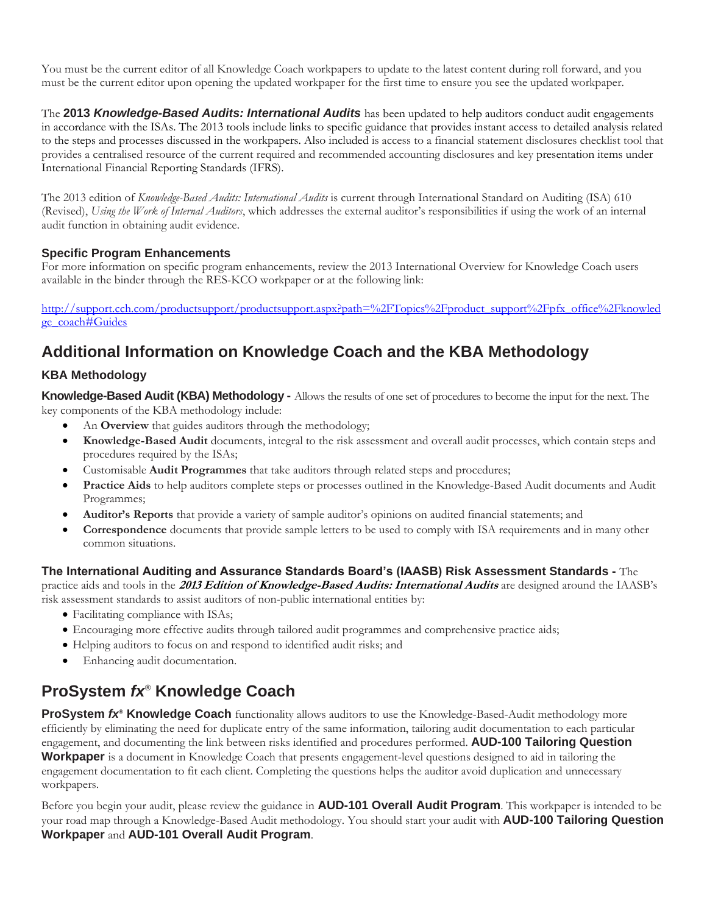You must be the current editor of all Knowledge Coach workpapers to update to the latest content during roll forward, and you must be the current editor upon opening the updated workpaper for the first time to ensure you see the updated workpaper.

The **2013 *Knowledge-Based Audits: International Audits*** has been updated to help auditors conduct audit engagements in accordance with the ISAs. The 2013 tools include links to specific guidance that provides instant access to detailed analysis related to the steps and processes discussed in the workpapers. Also included is access to a financial statement disclosures checklist tool that provides a centralised resource of the current required and recommended accounting disclosures and key presentation items under International Financial Reporting Standards (IFRS).

The 2013 edition of *Knowledge-Based Audits: International Audits* is current through International Standard on Auditing (ISA) 610 (Revised), *Using the Work of Internal Auditors*, which addresses the external auditor's responsibilities if using the work of an internal audit function in obtaining audit evidence.

### Specific Program Enhancements

For more information on specific program enhancements, review the 2013 International Overview for Knowledge Coach users available in the binder through the RES-KCO workpaper or at the following link:

[http://support.cch.com/productsupport/productsupport.aspx?path=%2FTopics%2Fproduct_support%2Fpfx_office%2Fknowledge_coach#Guides](http://support.cch.com/productsupport/productsupport.aspx?path=%2FTopics%2Fproduct_support%2Fpfx_office%2Fknowledge_coach#Guides)

## Additional Information on Knowledge Coach and the KBA Methodology

### KBA Methodology

**Knowledge-Based Audit (KBA) Methodology -** Allows the results of one set of procedures to become the input for the next. The key components of the KBA methodology include:

- An **Overview** that guides auditors through the methodology;
- **Knowledge-Based Audit** documents, integral to the risk assessment and overall audit processes, which contain steps and procedures required by the ISAs;
- Customisable **Audit Programmes** that take auditors through related steps and procedures;
- **Practice Aids** to help auditors complete steps or processes outlined in the Knowledge-Based Audit documents and Audit Programmes;
- **Auditor's Reports** that provide a variety of sample auditor's opinions on audited financial statements; and
- **Correspondence** documents that provide sample letters to be used to comply with ISA requirements and in many other common situations.

**The International Auditing and Assurance Standards Board's (IAASB) Risk Assessment Standards -** The practice aids and tools in the ***2013 Edition of Knowledge-Based Audits: International Audits*** are designed around the IAASB's risk assessment standards to assist auditors of non-public international entities by:

- Facilitating compliance with ISAs;
- Encouraging more effective audits through tailored audit programmes and comprehensive practice aids;
- Helping auditors to focus on and respond to identified audit risks; and
- Enhancing audit documentation.

## ProSystem *fx*® Knowledge Coach

**ProSystem *fx*® Knowledge Coach** functionality allows auditors to use the Knowledge-Based-Audit methodology more efficiently by eliminating the need for duplicate entry of the same information, tailoring audit documentation to each particular engagement, and documenting the link between risks identified and procedures performed. **AUD-100 Tailoring Question Workpaper** is a document in Knowledge Coach that presents engagement-level questions designed to aid in tailoring the engagement documentation to fit each client. Completing the questions helps the auditor avoid duplication and unnecessary workpapers.

Before you begin your audit, please review the guidance in **AUD-101 Overall Audit Program**. This workpaper is intended to be your road map through a Knowledge-Based Audit methodology. You should start your audit with **AUD-100 Tailoring Question Workpaper** and **AUD-101 Overall Audit Program**.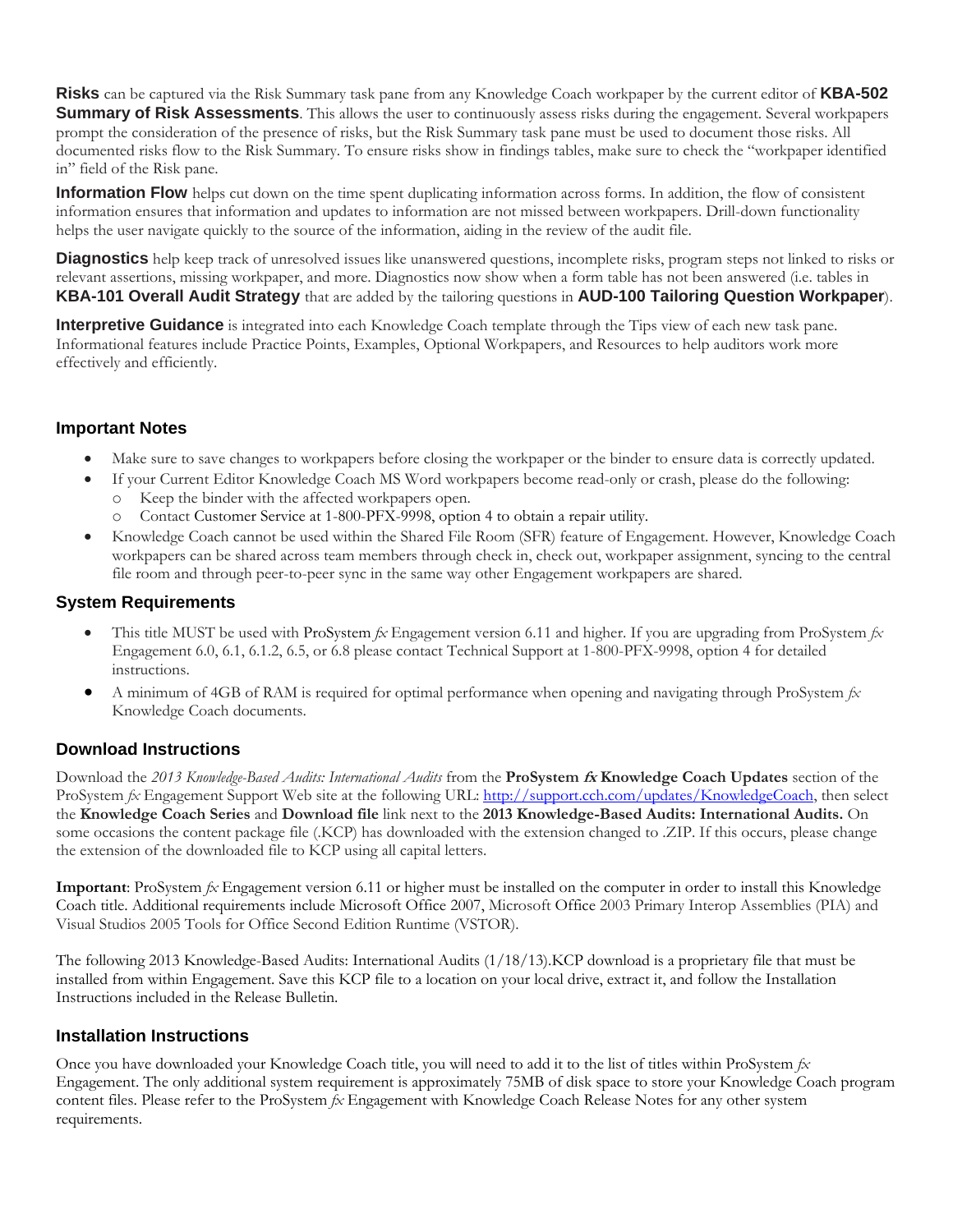**Risks** can be captured via the Risk Summary task pane from any Knowledge Coach workpaper by the current editor of **KBA-502 Summary of Risk Assessments**. This allows the user to continuously assess risks during the engagement. Several workpapers prompt the consideration of the presence of risks, but the Risk Summary task pane must be used to document those risks. All documented risks flow to the Risk Summary. To ensure risks show in findings tables, make sure to check the "workpaper identified in" field of the Risk pane.

**Information Flow** helps cut down on the time spent duplicating information across forms. In addition, the flow of consistent information ensures that information and updates to information are not missed between workpapers. Drill-down functionality helps the user navigate quickly to the source of the information, aiding in the review of the audit file.

**Diagnostics** help keep track of unresolved issues like unanswered questions, incomplete risks, program steps not linked to risks or relevant assertions, missing workpaper, and more. Diagnostics now show when a form table has not been answered (i.e. tables in **KBA-101 Overall Audit Strategy** that are added by the tailoring questions in **AUD-100 Tailoring Question Workpaper**).

**Interpretive Guidance** is integrated into each Knowledge Coach template through the Tips view of each new task pane. Informational features include Practice Points, Examples, Optional Workpapers, and Resources to help auditors work more effectively and efficiently.

## Important Notes

- Make sure to save changes to workpapers before closing the workpaper or the binder to ensure data is correctly updated.
- If your Current Editor Knowledge Coach MS Word workpapers become read-only or crash, please do the following:
  - Keep the binder with the affected workpapers open.
  - Contact Customer Service at 1-800-PFX-9998, option 4 to obtain a repair utility.
- Knowledge Coach cannot be used within the Shared File Room (SFR) feature of Engagement. However, Knowledge Coach workpapers can be shared across team members through check in, check out, workpaper assignment, syncing to the central file room and through peer-to-peer sync in the same way other Engagement workpapers are shared.

## System Requirements

- This title MUST be used with ProSystem *fx* Engagement version 6.11 and higher. If you are upgrading from ProSystem *fx* Engagement 6.0, 6.1, 6.1.2, 6.5, or 6.8 please contact Technical Support at 1-800-PFX-9998, option 4 for detailed instructions.
- A minimum of 4GB of RAM is required for optimal performance when opening and navigating through ProSystem *fx* Knowledge Coach documents.

## Download Instructions

Download the *2013 Knowledge-Based Audits: International Audits* from the **ProSystem *fx* Knowledge Coach Updates** section of the ProSystem *fx* Engagement Support Web site at the following URL: http://support.cch.com/updates/KnowledgeCoach, then select the **Knowledge Coach Series** and **Download file** link next to the **2013 Knowledge-Based Audits: International Audits.** On some occasions the content package file (.KCP) has downloaded with the extension changed to .ZIP. If this occurs, please change the extension of the downloaded file to KCP using all capital letters.

**Important**: ProSystem *fx* Engagement version 6.11 or higher must be installed on the computer in order to install this Knowledge Coach title. Additional requirements include Microsoft Office 2007, Microsoft Office 2003 Primary Interop Assemblies (PIA) and Visual Studios 2005 Tools for Office Second Edition Runtime (VSTOR).

The following 2013 Knowledge-Based Audits: International Audits (1/18/13).KCP download is a proprietary file that must be installed from within Engagement. Save this KCP file to a location on your local drive, extract it, and follow the Installation Instructions included in the Release Bulletin.

## Installation Instructions

Once you have downloaded your Knowledge Coach title, you will need to add it to the list of titles within ProSystem *fx* Engagement. The only additional system requirement is approximately 75MB of disk space to store your Knowledge Coach program content files. Please refer to the ProSystem *fx* Engagement with Knowledge Coach Release Notes for any other system requirements.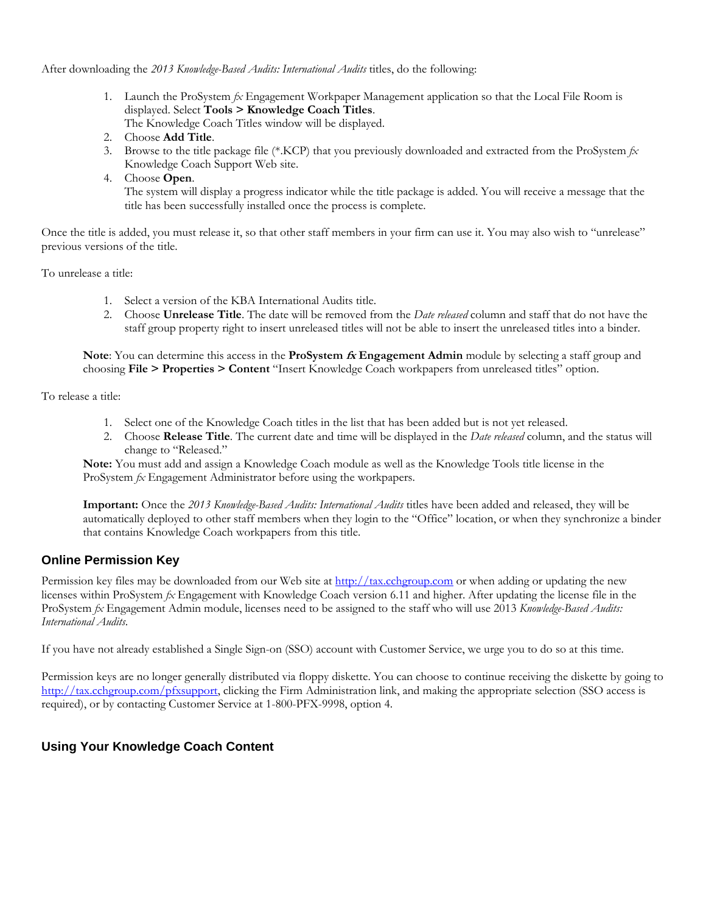After downloading the *2013 Knowledge-Based Audits: International Audits* titles, do the following:

1. Launch the ProSystem *fx* Engagement Workpaper Management application so that the Local File Room is displayed. Select **Tools > Knowledge Coach Titles**.
   The Knowledge Coach Titles window will be displayed.
2. Choose **Add Title**.
3. Browse to the title package file (*.KCP) that you previously downloaded and extracted from the ProSystem *fx* Knowledge Coach Support Web site.
4. Choose **Open**.
   The system will display a progress indicator while the title package is added. You will receive a message that the title has been successfully installed once the process is complete.

Once the title is added, you must release it, so that other staff members in your firm can use it. You may also wish to "unrelease" previous versions of the title.

To unrelease a title:

1. Select a version of the KBA International Audits title.
2. Choose **Unrelease Title**. The date will be removed from the *Date released* column and staff that do not have the staff group property right to insert unreleased titles will not be able to insert the unreleased titles into a binder.

**Note**: You can determine this access in the **ProSystem *fx* Engagement Admin** module by selecting a staff group and choosing **File > Properties > Content** "Insert Knowledge Coach workpapers from unreleased titles" option.

To release a title:

1. Select one of the Knowledge Coach titles in the list that has been added but is not yet released.
2. Choose **Release Title**. The current date and time will be displayed in the *Date released* column, and the status will change to "Released."

**Note:** You must add and assign a Knowledge Coach module as well as the Knowledge Tools title license in the ProSystem *fx* Engagement Administrator before using the workpapers.

**Important:** Once the *2013 Knowledge-Based Audits: International Audits* titles have been added and released, they will be automatically deployed to other staff members when they login to the "Office" location, or when they synchronize a binder that contains Knowledge Coach workpapers from this title.

## Online Permission Key

Permission key files may be downloaded from our Web site at http://tax.cchgroup.com or when adding or updating the new licenses within ProSystem *fx* Engagement with Knowledge Coach version 6.11 and higher. After updating the license file in the ProSystem *fx* Engagement Admin module, licenses need to be assigned to the staff who will use 2013 *Knowledge-Based Audits: International Audits*.

If you have not already established a Single Sign-on (SSO) account with Customer Service, we urge you to do so at this time.

Permission keys are no longer generally distributed via floppy diskette. You can choose to continue receiving the diskette by going to http://tax.cchgroup.com/pfxsupport, clicking the Firm Administration link, and making the appropriate selection (SSO access is required), or by contacting Customer Service at 1-800-PFX-9998, option 4.

## Using Your Knowledge Coach Content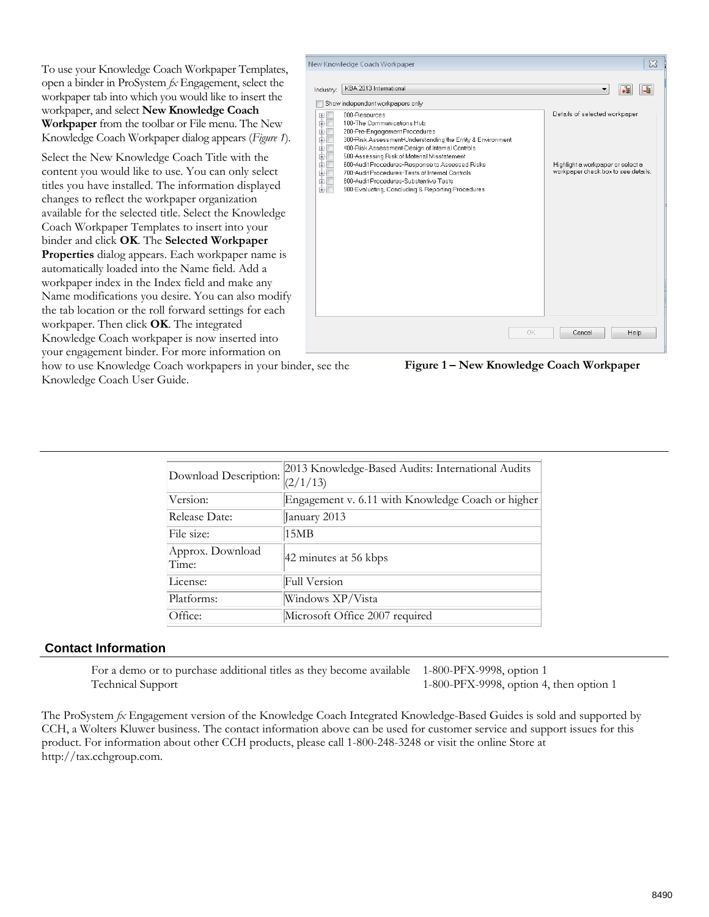To use your Knowledge Coach Workpaper Templates, open a binder in ProSystem *fx* Engagement, select the workpaper tab into which you would like to insert the workpaper, and select **New Knowledge Coach Workpaper** from the toolbar or File menu. The New Knowledge Coach Workpaper dialog appears (*Figure 1*).

Select the New Knowledge Coach Title with the content you would like to use. You can only select titles you have installed. The information displayed changes to reflect the workpaper organization available for the selected title. Select the Knowledge Coach Workpaper Templates to insert into your binder and click **OK**. The **Selected Workpaper Properties** dialog appears. Each workpaper name is automatically loaded into the Name field. Add a workpaper index in the Index field and make any Name modifications you desire. You can also modify the tab location or the roll forward settings for each workpaper. Then click **OK**. The integrated Knowledge Coach workpaper is now inserted into your engagement binder. For more information on how to use Knowledge Coach workpapers in your binder, see the Knowledge Coach User Guide.

New Knowledge Coach Workpaper

Industry: KBA 2013 International

Show independent workpapers only

000-Resources
100-The Communications Hub
200-Pre-Engagement Procedures
300-Risk Assessment-Understanding the Entity & Environment
400-Risk Assessment-Design of Internal Controls
500-Assessing Risk of Material Misstatement
600-Audit Procedures-Response to Assessed Risks
700-Audit Procedures-Tests of Internal Controls
800-Audit Procedures-Substantive Tests
900-Evaluating, Concluding & Reporting Procedures

Details of selected workpaper

Highlight a workpaper or select a workpaper check box to see details.

OK Cancel Help

**Figure 1 – New Knowledge Coach Workpaper**

| | |
|---|---|
| Download Description: | 2013 Knowledge-Based Audits: International Audits (2/1/13) |
| Version: | Engagement v. 6.11 with Knowledge Coach or higher |
| Release Date: | January 2013 |
| File size: | 15MB |
| Approx. Download Time: | 42 minutes at 56 kbps |
| License: | Full Version |
| Platforms: | Windows XP/Vista |
| Office: | Microsoft Office 2007 required |

## Contact Information

| | |
|---|---|
| For a demo or to purchase additional titles as they become available | 1-800-PFX-9998, option 1 |
| Technical Support | 1-800-PFX-9998, option 4, then option 1 |

The ProSystem *fx* Engagement version of the Knowledge Coach Integrated Knowledge-Based Guides is sold and supported by CCH, a Wolters Kluwer business. The contact information above can be used for customer service and support issues for this product. For information about other CCH products, please call 1-800-248-3248 or visit the online Store at http://tax.cchgroup.com.

8490